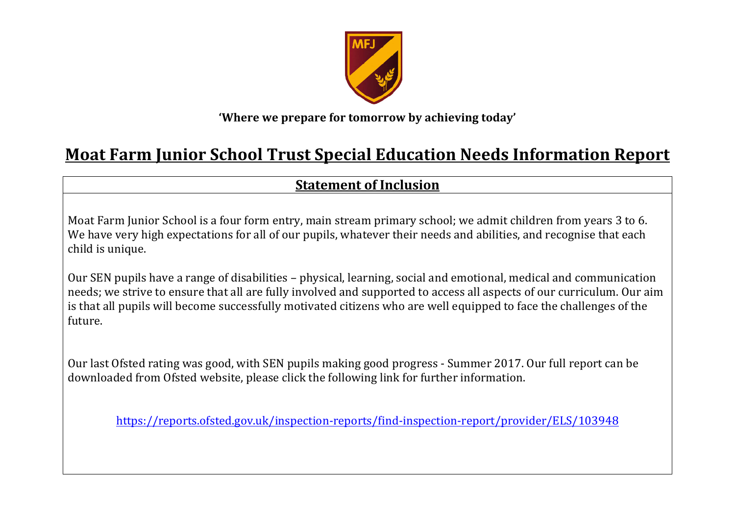**'Where we prepare for tomorrow by achieving today'**

# Moat Farm Junior School Trust Special Education Needs Information Report

## Statement of Inclusion

Moat Farm Junior School is a four form entry, main stream primary school; we admit children from years 3 to 6. We have very high expectations for all of our pupils, whatever their needs and abilities, and recognise that each child is unique.

Our SEN pupils have a range of disabilities – physical, learning, social and emotional, medical and communication needs; we strive to ensure that all are fully involved and supported to access all aspects of our curriculum. Our aim is that all pupils will become successfully motivated citizens who are well equipped to face the challenges of the future.

Our last Ofsted rating was good, with SEN pupils making good progress - Summer 2017. Our full report can be downloaded from Ofsted website, please click the following link for further information.

https://reports.ofsted.gov.uk/inspection-reports/find-inspection-report/provider/ELS/103948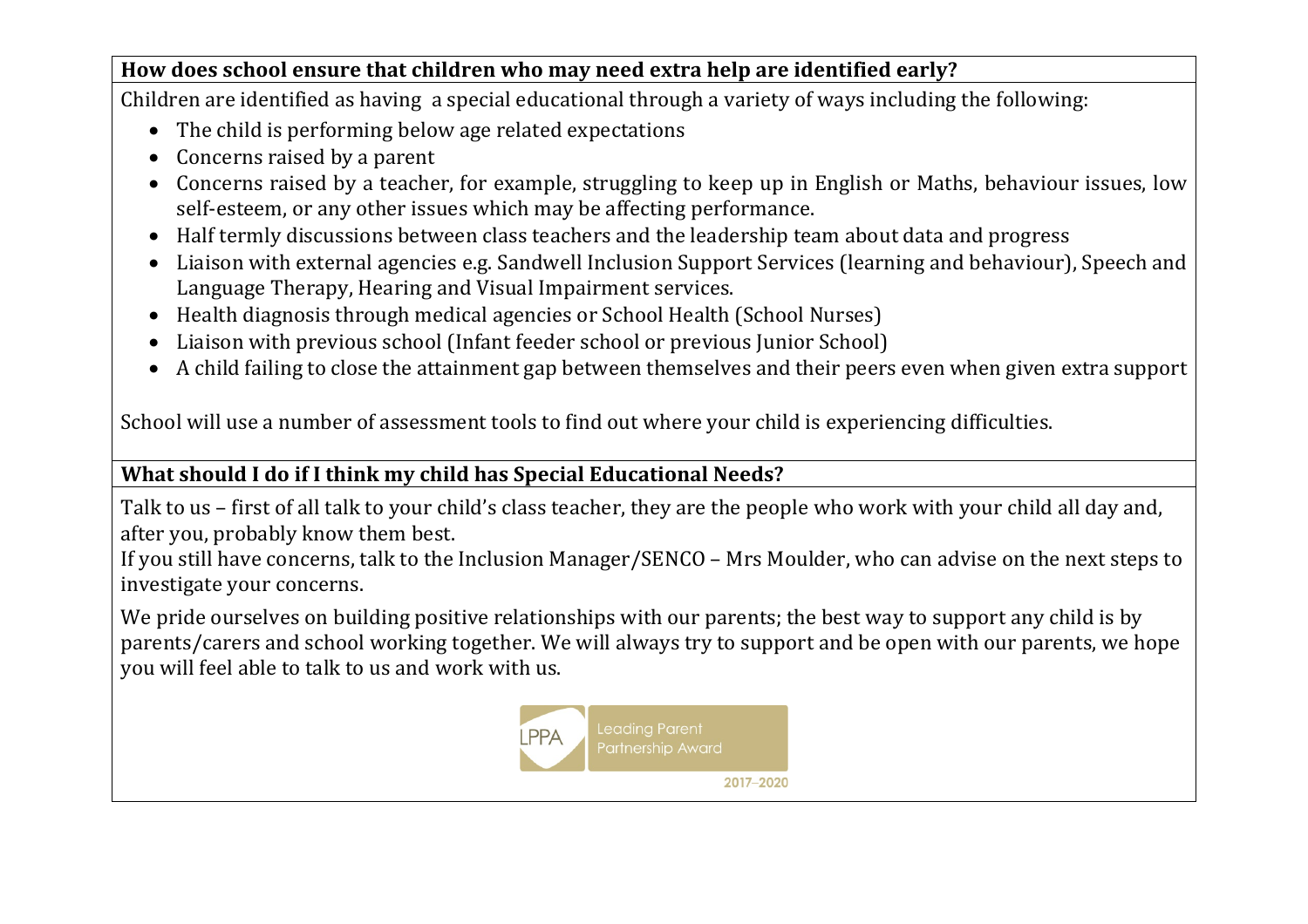**How does school ensure that children who may need extra help are identified early?**

Children are identified as having a special educational through a variety of ways including the following:

- The child is performing below age related expectations
- Concerns raised by a parent
- Concerns raised by a teacher, for example, struggling to keep up in English or Maths, behaviour issues, low self-esteem, or any other issues which may be affecting performance.
- Half termly discussions between class teachers and the leadership team about data and progress
- Liaison with external agencies e.g. Sandwell Inclusion Support Services (learning and behaviour), Speech and Language Therapy, Hearing and Visual Impairment services.
- Health diagnosis through medical agencies or School Health (School Nurses)
- Liaison with previous school (Infant feeder school or previous Junior School)
- A child failing to close the attainment gap between themselves and their peers even when given extra support

School will use a number of assessment tools to find out where your child is experiencing difficulties.

**What should I do if I think my child has Special Educational Needs?**

Talk to us – first of all talk to your child's class teacher, they are the people who work with your child all day and, after you, probably know them best.

If you still have concerns, talk to the Inclusion Manager/SENCO – Mrs Moulder, who can advise on the next steps to investigate your concerns.

We pride ourselves on building positive relationships with our parents; the best way to support any child is by parents/carers and school working together. We will always try to support and be open with our parents, we hope you will feel able to talk to us and work with us.

LPPA Leading Parent Partnership Award 2017–2020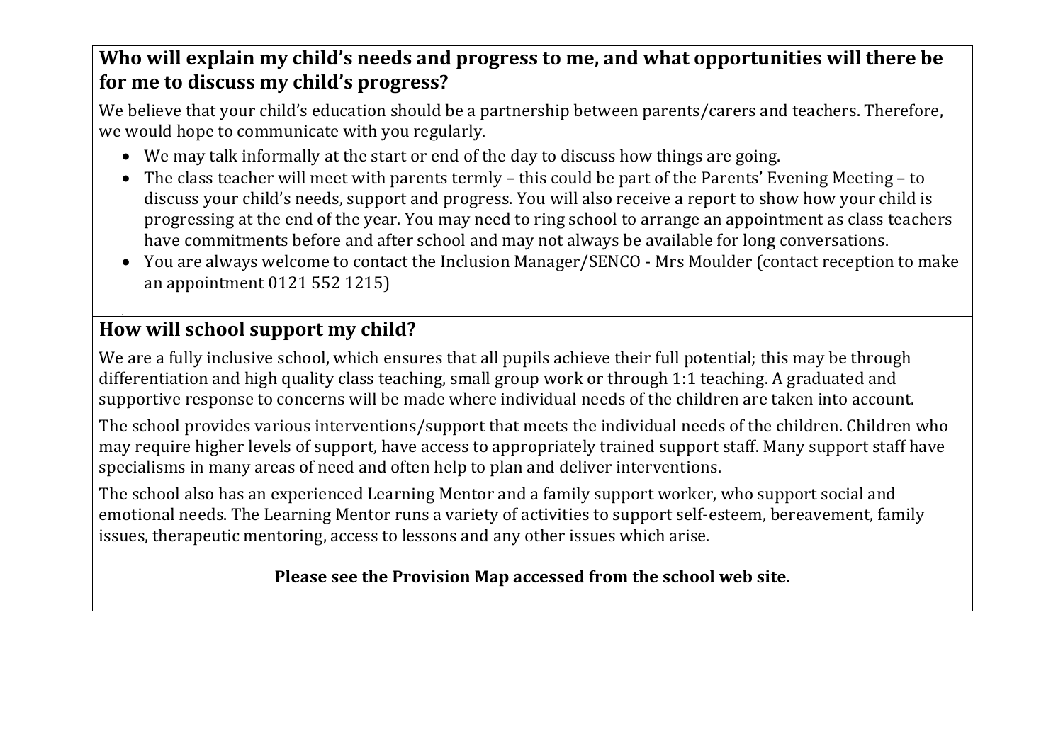## Who will explain my child's needs and progress to me, and what opportunities will there be for me to discuss my child's progress?

We believe that your child's education should be a partnership between parents/carers and teachers. Therefore, we would hope to communicate with you regularly.

- We may talk informally at the start or end of the day to discuss how things are going.
- The class teacher will meet with parents termly – this could be part of the Parents' Evening Meeting – to discuss your child's needs, support and progress. You will also receive a report to show how your child is progressing at the end of the year. You may need to ring school to arrange an appointment as class teachers have commitments before and after school and may not always be available for long conversations.
- You are always welcome to contact the Inclusion Manager/SENCO - Mrs Moulder (contact reception to make an appointment 0121 552 1215)

## How will school support my child?

We are a fully inclusive school, which ensures that all pupils achieve their full potential; this may be through differentiation and high quality class teaching, small group work or through 1:1 teaching. A graduated and supportive response to concerns will be made where individual needs of the children are taken into account.

The school provides various interventions/support that meets the individual needs of the children. Children who may require higher levels of support, have access to appropriately trained support staff. Many support staff have specialisms in many areas of need and often help to plan and deliver interventions.

The school also has an experienced Learning Mentor and a family support worker, who support social and emotional needs. The Learning Mentor runs a variety of activities to support self-esteem, bereavement, family issues, therapeutic mentoring, access to lessons and any other issues which arise.

**Please see the Provision Map accessed from the school web site.**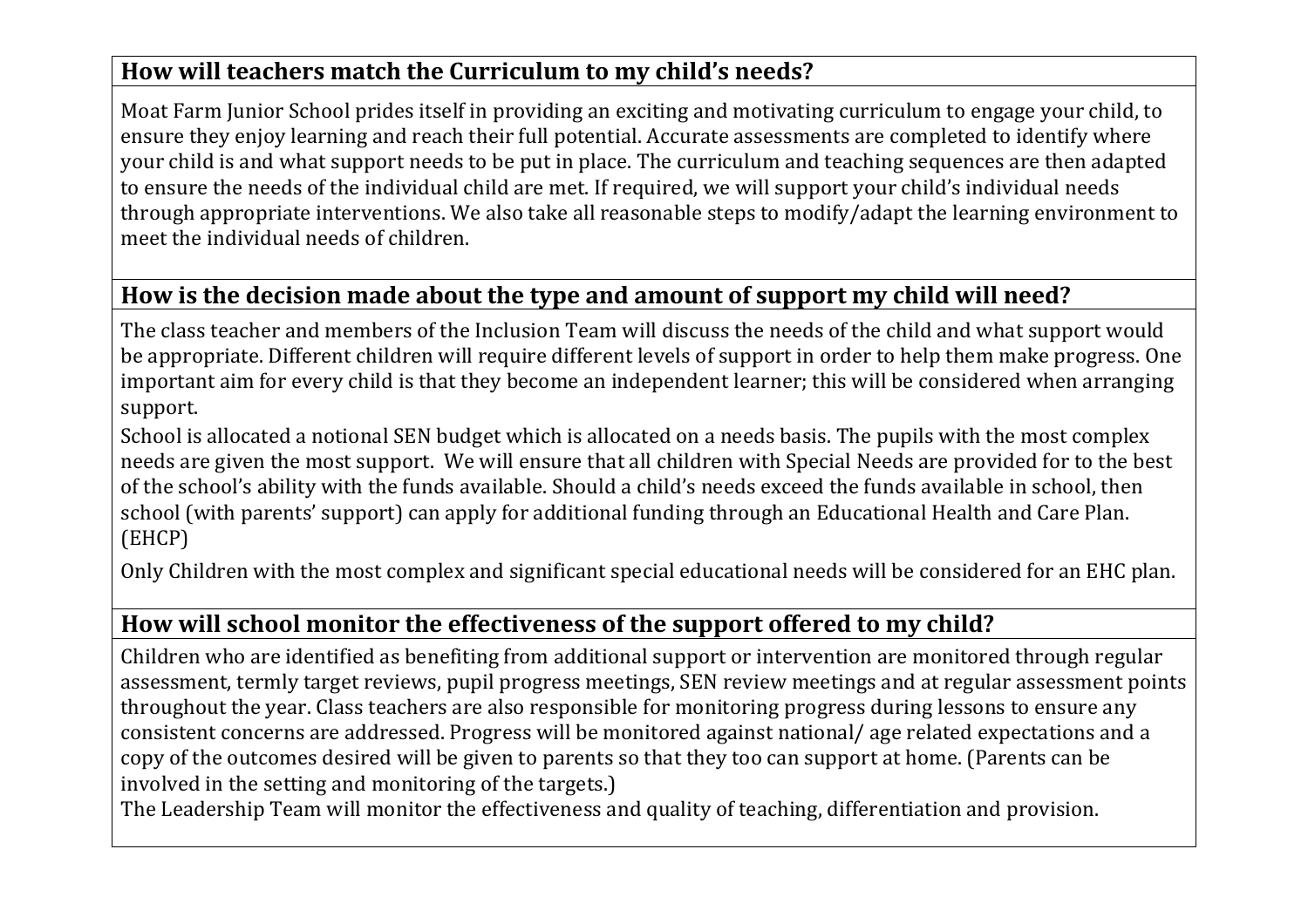## How will teachers match the Curriculum to my child's needs?

Moat Farm Junior School prides itself in providing an exciting and motivating curriculum to engage your child, to ensure they enjoy learning and reach their full potential. Accurate assessments are completed to identify where your child is and what support needs to be put in place. The curriculum and teaching sequences are then adapted to ensure the needs of the individual child are met. If required, we will support your child's individual needs through appropriate interventions. We also take all reasonable steps to modify/adapt the learning environment to meet the individual needs of children.

## How is the decision made about the type and amount of support my child will need?

The class teacher and members of the Inclusion Team will discuss the needs of the child and what support would be appropriate. Different children will require different levels of support in order to help them make progress. One important aim for every child is that they become an independent learner; this will be considered when arranging support.

School is allocated a notional SEN budget which is allocated on a needs basis. The pupils with the most complex needs are given the most support. We will ensure that all children with Special Needs are provided for to the best of the school's ability with the funds available. Should a child's needs exceed the funds available in school, then school (with parents' support) can apply for additional funding through an Educational Health and Care Plan. (EHCP)

Only Children with the most complex and significant special educational needs will be considered for an EHC plan.

## How will school monitor the effectiveness of the support offered to my child?

Children who are identified as benefiting from additional support or intervention are monitored through regular assessment, termly target reviews, pupil progress meetings, SEN review meetings and at regular assessment points throughout the year. Class teachers are also responsible for monitoring progress during lessons to ensure any consistent concerns are addressed. Progress will be monitored against national/ age related expectations and a copy of the outcomes desired will be given to parents so that they too can support at home. (Parents can be involved in the setting and monitoring of the targets.)

The Leadership Team will monitor the effectiveness and quality of teaching, differentiation and provision.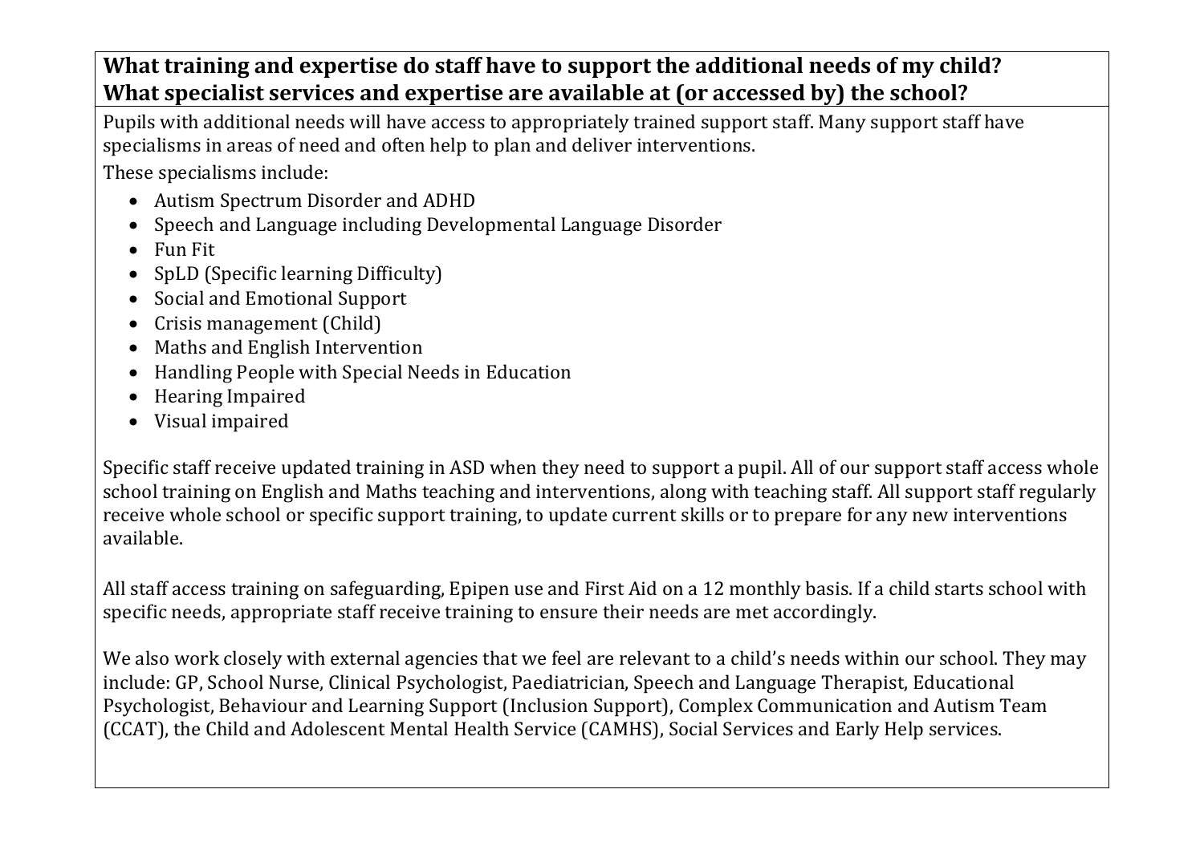**What training and expertise do staff have to support the additional needs of my child?**
**What specialist services and expertise are available at (or accessed by) the school?**

Pupils with additional needs will have access to appropriately trained support staff. Many support staff have specialisms in areas of need and often help to plan and deliver interventions.

These specialisms include:

- Autism Spectrum Disorder and ADHD
- Speech and Language including Developmental Language Disorder
- Fun Fit
- SpLD (Specific learning Difficulty)
- Social and Emotional Support
- Crisis management (Child)
- Maths and English Intervention
- Handling People with Special Needs in Education
- Hearing Impaired
- Visual impaired

Specific staff receive updated training in ASD when they need to support a pupil. All of our support staff access whole school training on English and Maths teaching and interventions, along with teaching staff. All support staff regularly receive whole school or specific support training, to update current skills or to prepare for any new interventions available.

All staff access training on safeguarding, Epipen use and First Aid on a 12 monthly basis. If a child starts school with specific needs, appropriate staff receive training to ensure their needs are met accordingly.

We also work closely with external agencies that we feel are relevant to a child's needs within our school. They may include: GP, School Nurse, Clinical Psychologist, Paediatrician, Speech and Language Therapist, Educational Psychologist, Behaviour and Learning Support (Inclusion Support), Complex Communication and Autism Team (CCAT), the Child and Adolescent Mental Health Service (CAMHS), Social Services and Early Help services.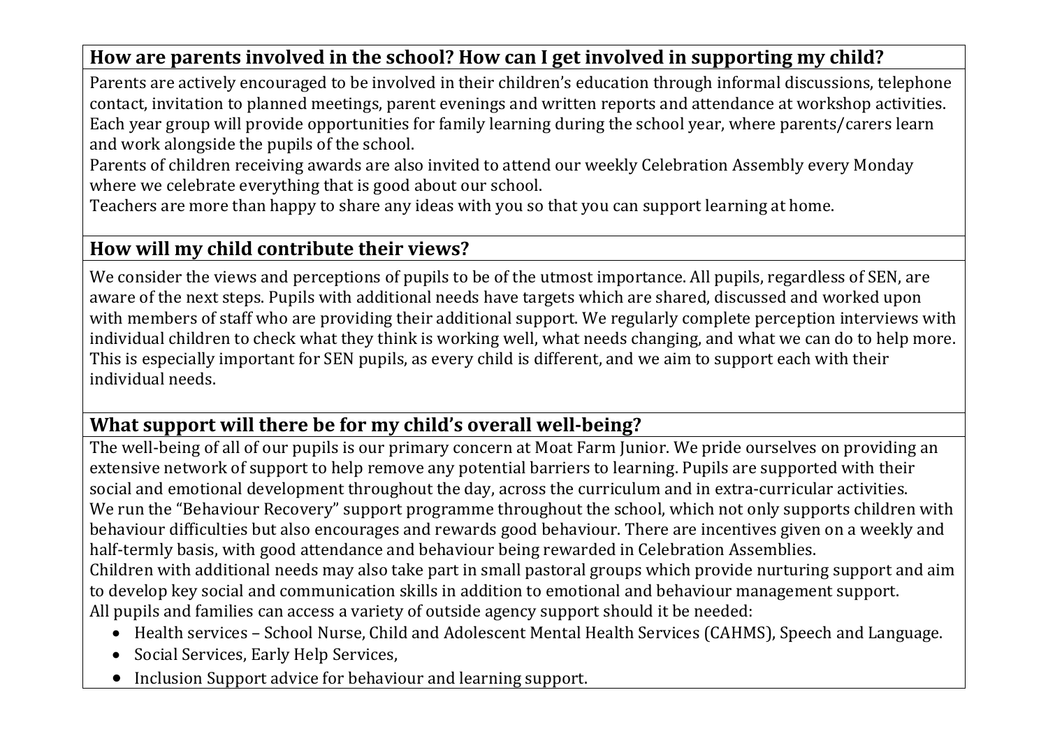## How are parents involved in the school? How can I get involved in supporting my child?

Parents are actively encouraged to be involved in their children's education through informal discussions, telephone contact, invitation to planned meetings, parent evenings and written reports and attendance at workshop activities. Each year group will provide opportunities for family learning during the school year, where parents/carers learn and work alongside the pupils of the school.

Parents of children receiving awards are also invited to attend our weekly Celebration Assembly every Monday where we celebrate everything that is good about our school.

Teachers are more than happy to share any ideas with you so that you can support learning at home.

## How will my child contribute their views?

We consider the views and perceptions of pupils to be of the utmost importance. All pupils, regardless of SEN, are aware of the next steps. Pupils with additional needs have targets which are shared, discussed and worked upon with members of staff who are providing their additional support. We regularly complete perception interviews with individual children to check what they think is working well, what needs changing, and what we can do to help more. This is especially important for SEN pupils, as every child is different, and we aim to support each with their individual needs.

## What support will there be for my child's overall well-being?

The well-being of all of our pupils is our primary concern at Moat Farm Junior. We pride ourselves on providing an extensive network of support to help remove any potential barriers to learning. Pupils are supported with their social and emotional development throughout the day, across the curriculum and in extra-curricular activities.

We run the "Behaviour Recovery" support programme throughout the school, which not only supports children with behaviour difficulties but also encourages and rewards good behaviour. There are incentives given on a weekly and half-termly basis, with good attendance and behaviour being rewarded in Celebration Assemblies.

Children with additional needs may also take part in small pastoral groups which provide nurturing support and aim to develop key social and communication skills in addition to emotional and behaviour management support.

All pupils and families can access a variety of outside agency support should it be needed:

- Health services – School Nurse, Child and Adolescent Mental Health Services (CAHMS), Speech and Language.
- Social Services, Early Help Services,
- Inclusion Support advice for behaviour and learning support.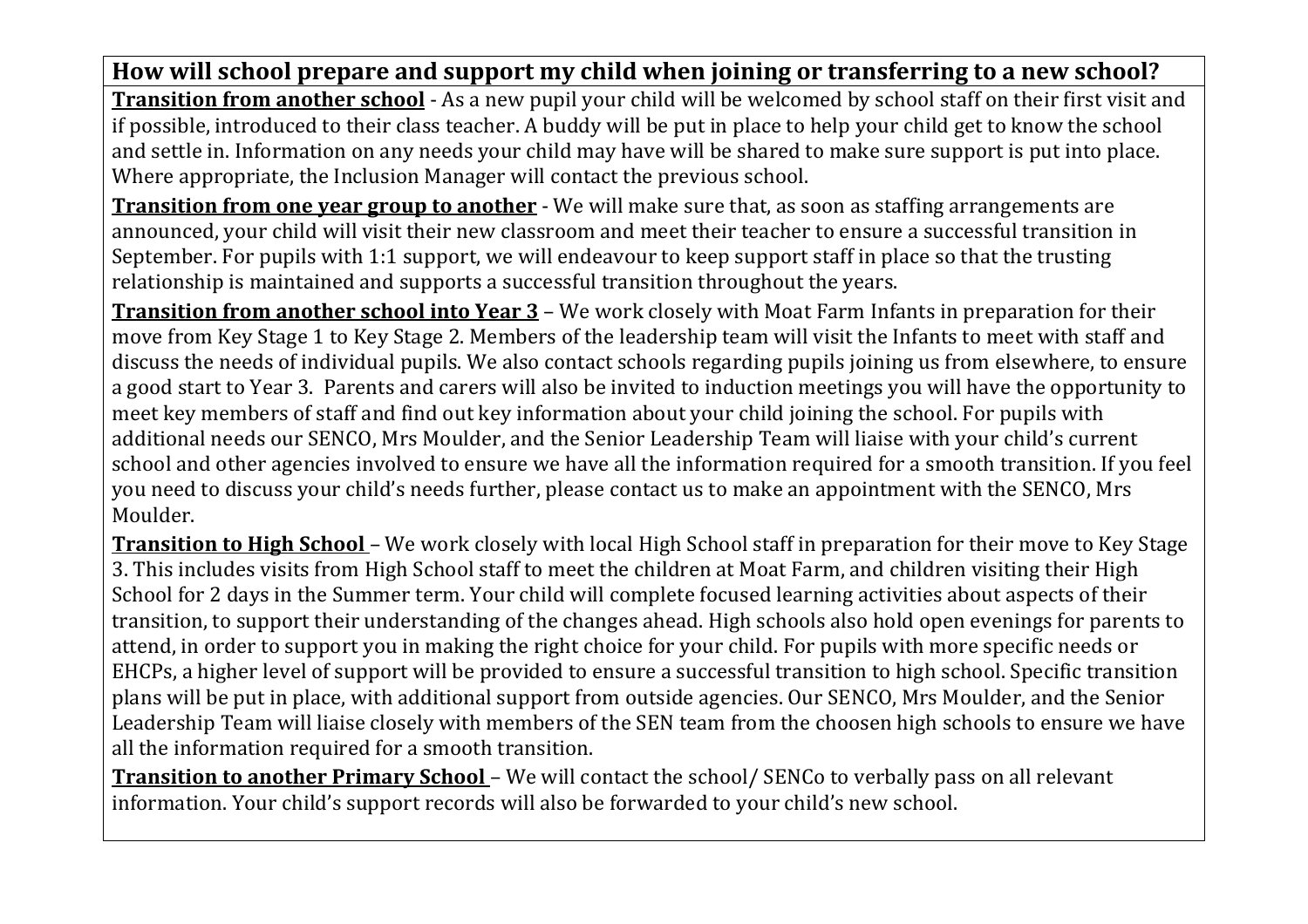## How will school prepare and support my child when joining or transferring to a new school?

**Transition from another school** - As a new pupil your child will be welcomed by school staff on their first visit and if possible, introduced to their class teacher. A buddy will be put in place to help your child get to know the school and settle in. Information on any needs your child may have will be shared to make sure support is put into place. Where appropriate, the Inclusion Manager will contact the previous school.

**Transition from one year group to another** - We will make sure that, as soon as staffing arrangements are announced, your child will visit their new classroom and meet their teacher to ensure a successful transition in September. For pupils with 1:1 support, we will endeavour to keep support staff in place so that the trusting relationship is maintained and supports a successful transition throughout the years.

**Transition from another school into Year 3** – We work closely with Moat Farm Infants in preparation for their move from Key Stage 1 to Key Stage 2. Members of the leadership team will visit the Infants to meet with staff and discuss the needs of individual pupils. We also contact schools regarding pupils joining us from elsewhere, to ensure a good start to Year 3. Parents and carers will also be invited to induction meetings you will have the opportunity to meet key members of staff and find out key information about your child joining the school. For pupils with additional needs our SENCO, Mrs Moulder, and the Senior Leadership Team will liaise with your child's current school and other agencies involved to ensure we have all the information required for a smooth transition. If you feel you need to discuss your child's needs further, please contact us to make an appointment with the SENCO, Mrs Moulder.

**Transition to High School** – We work closely with local High School staff in preparation for their move to Key Stage 3. This includes visits from High School staff to meet the children at Moat Farm, and children visiting their High School for 2 days in the Summer term. Your child will complete focused learning activities about aspects of their transition, to support their understanding of the changes ahead. High schools also hold open evenings for parents to attend, in order to support you in making the right choice for your child. For pupils with more specific needs or EHCPs, a higher level of support will be provided to ensure a successful transition to high school. Specific transition plans will be put in place, with additional support from outside agencies. Our SENCO, Mrs Moulder, and the Senior Leadership Team will liaise closely with members of the SEN team from the choosen high schools to ensure we have all the information required for a smooth transition.

**Transition to another Primary School** – We will contact the school/ SENCo to verbally pass on all relevant information. Your child's support records will also be forwarded to your child's new school.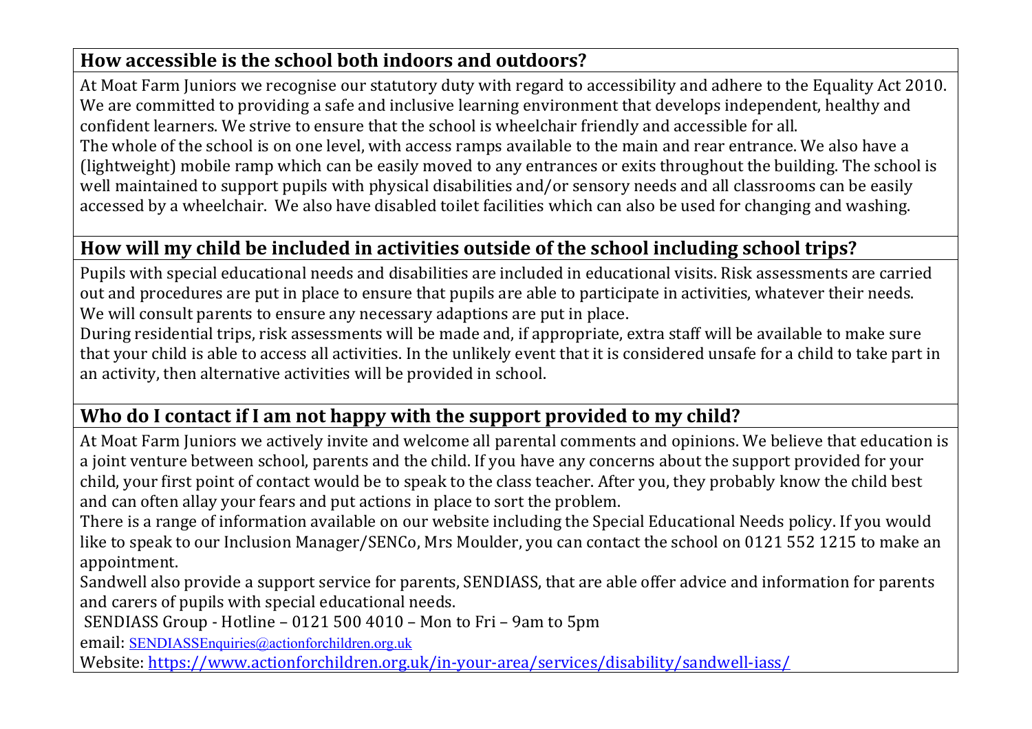## How accessible is the school both indoors and outdoors?

At Moat Farm Juniors we recognise our statutory duty with regard to accessibility and adhere to the Equality Act 2010. We are committed to providing a safe and inclusive learning environment that develops independent, healthy and confident learners. We strive to ensure that the school is wheelchair friendly and accessible for all.

The whole of the school is on one level, with access ramps available to the main and rear entrance. We also have a (lightweight) mobile ramp which can be easily moved to any entrances or exits throughout the building. The school is well maintained to support pupils with physical disabilities and/or sensory needs and all classrooms can be easily accessed by a wheelchair. We also have disabled toilet facilities which can also be used for changing and washing.

## How will my child be included in activities outside of the school including school trips?

Pupils with special educational needs and disabilities are included in educational visits. Risk assessments are carried out and procedures are put in place to ensure that pupils are able to participate in activities, whatever their needs. We will consult parents to ensure any necessary adaptions are put in place.

During residential trips, risk assessments will be made and, if appropriate, extra staff will be available to make sure that your child is able to access all activities. In the unlikely event that it is considered unsafe for a child to take part in an activity, then alternative activities will be provided in school.

## Who do I contact if I am not happy with the support provided to my child?

At Moat Farm Juniors we actively invite and welcome all parental comments and opinions. We believe that education is a joint venture between school, parents and the child. If you have any concerns about the support provided for your child, your first point of contact would be to speak to the class teacher. After you, they probably know the child best and can often allay your fears and put actions in place to sort the problem.

There is a range of information available on our website including the Special Educational Needs policy. If you would like to speak to our Inclusion Manager/SENCo, Mrs Moulder, you can contact the school on 0121 552 1215 to make an appointment.

Sandwell also provide a support service for parents, SENDIASS, that are able offer advice and information for parents and carers of pupils with special educational needs.

SENDIASS Group - Hotline – 0121 500 4010 – Mon to Fri – 9am to 5pm

email: SENDIASSEnquiries@actionforchildren.org.uk

Website: https://www.actionforchildren.org.uk/in-your-area/services/disability/sandwell-iass/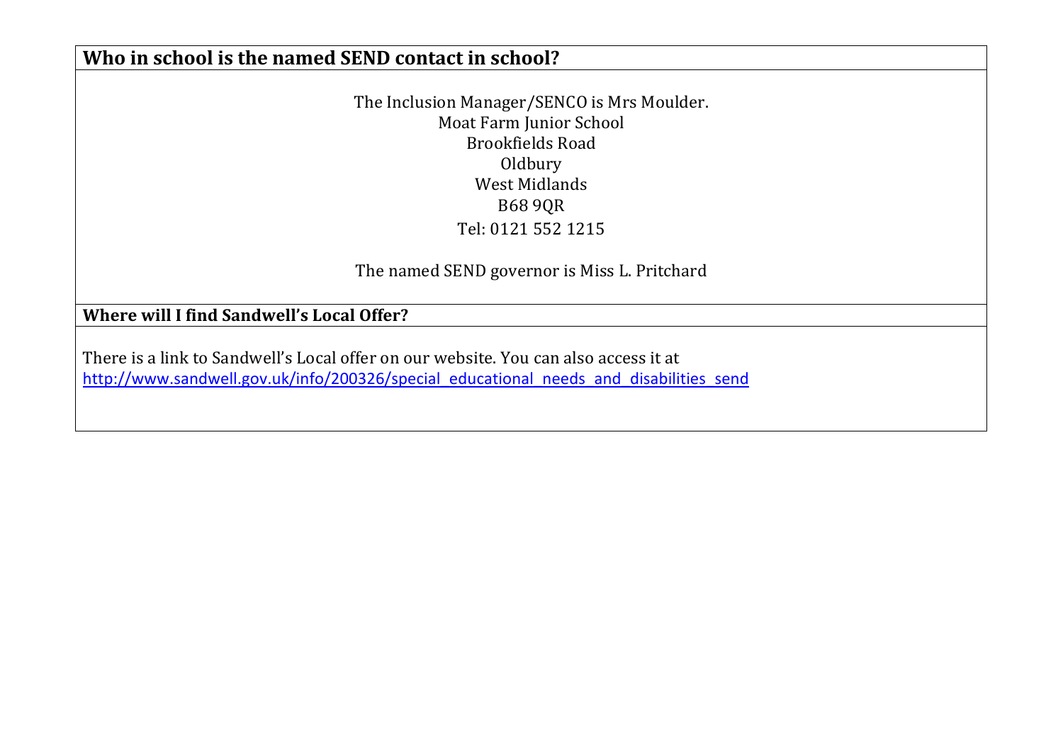**Who in school is the named SEND contact in school?**

The Inclusion Manager/SENCO is Mrs Moulder.
Moat Farm Junior School
Brookfields Road
Oldbury
West Midlands
B68 9QR
Tel: 0121 552 1215

The named SEND governor is Miss L. Pritchard

**Where will I find Sandwell's Local Offer?**

There is a link to Sandwell's Local offer on our website. You can also access it at
http://www.sandwell.gov.uk/info/200326/special_educational_needs_and_disabilities_send